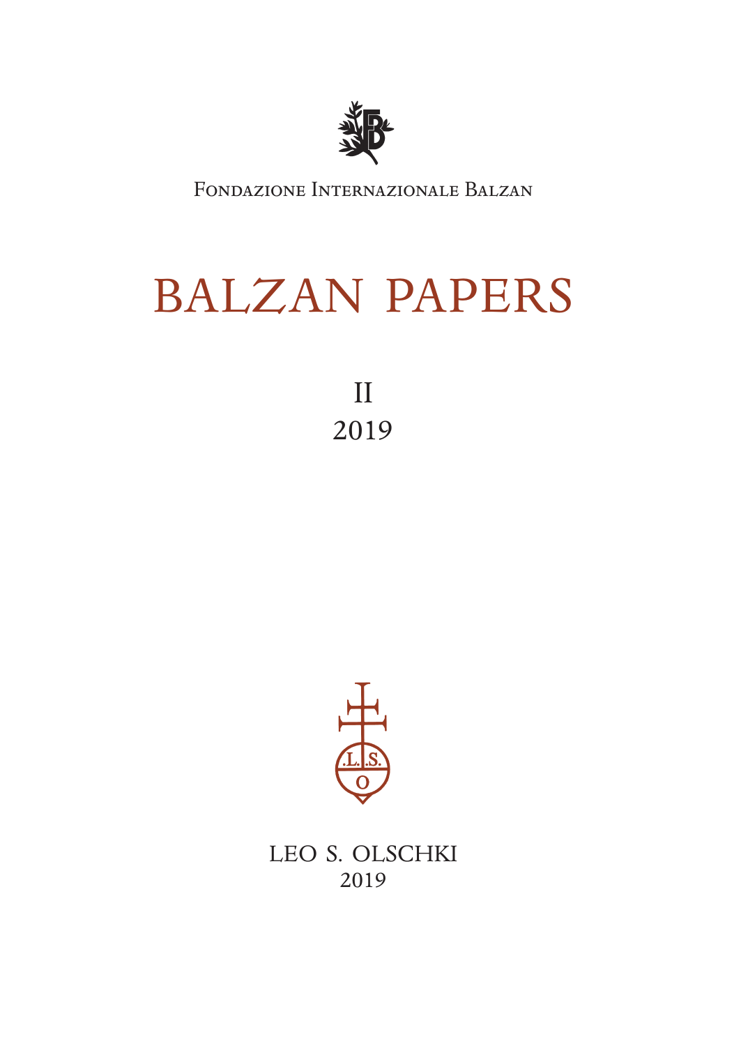Fondazione Internazionale Balzan

# BALZAN PAPERS

II

2019

LEO S. OLSCHKI

2019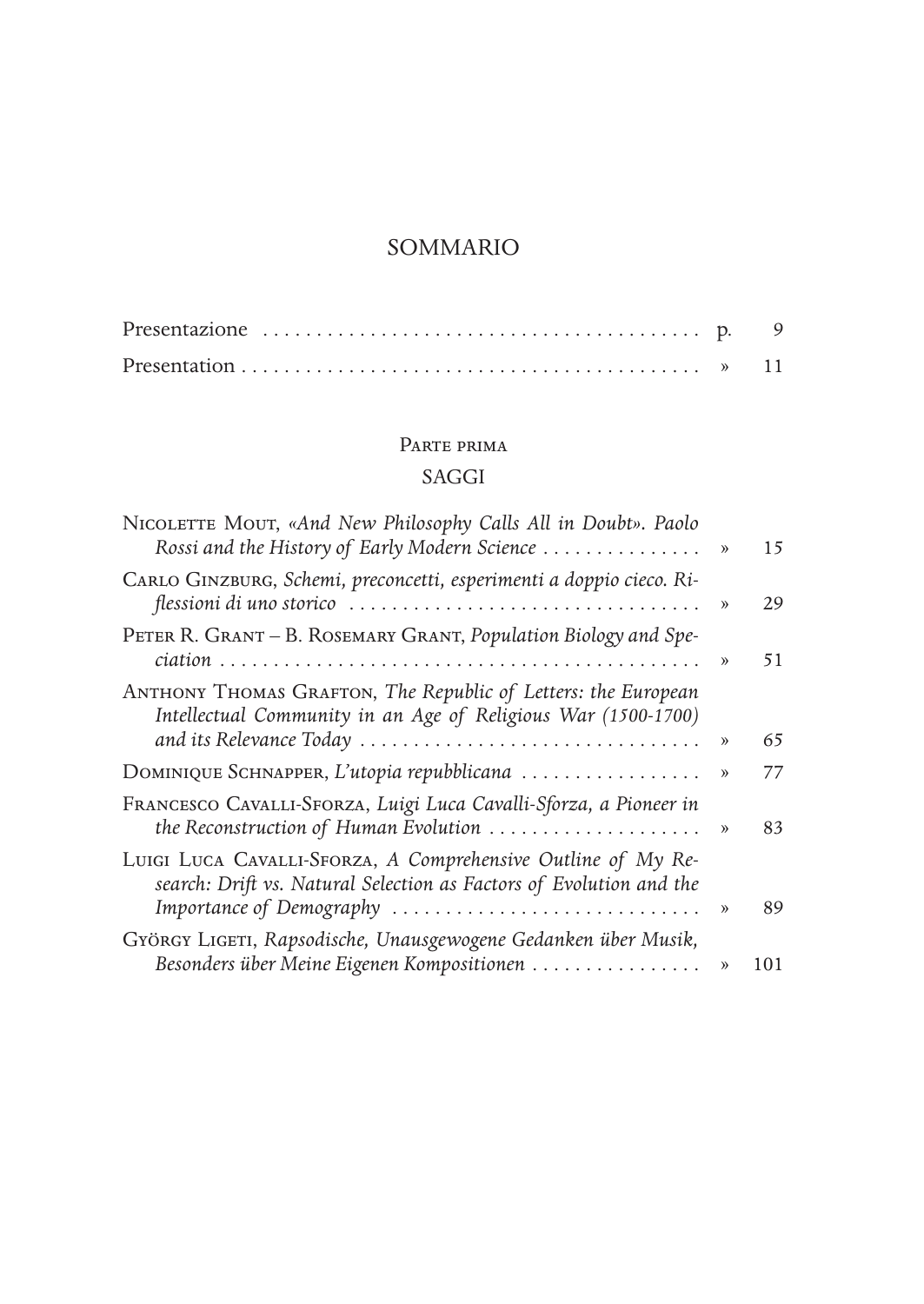# SOMMARIO

| | | |
|---|---|---|
| Presentazione | p. | 9 |
| Presentation | » | 11 |

## Parte prima

## SAGGI

| | | |
|---|---|---|
| Nicolette Mout, *«And New Philosophy Calls All in Doubt». Paolo Rossi and the History of Early Modern Science* | » | 15 |
| Carlo Ginzburg, *Schemi, preconcetti, esperimenti a doppio cieco. Riflessioni di uno storico* | » | 29 |
| Peter R. Grant – B. Rosemary Grant, *Population Biology and Speciation* | » | 51 |
| Anthony Thomas Grafton, *The Republic of Letters: the European Intellectual Community in an Age of Religious War (1500-1700) and its Relevance Today* | » | 65 |
| Dominique Schnapper, *L'utopia repubblicana* | » | 77 |
| Francesco Cavalli-Sforza, *Luigi Luca Cavalli-Sforza, a Pioneer in the Reconstruction of Human Evolution* | » | 83 |
| Luigi Luca Cavalli-Sforza, *A Comprehensive Outline of My Research: Drift vs. Natural Selection as Factors of Evolution and the Importance of Demography* | » | 89 |
| György Ligeti, *Rapsodische, Unausgewogene Gedanken über Musik, Besonders über Meine Eigenen Kompositionen* | » | 101 |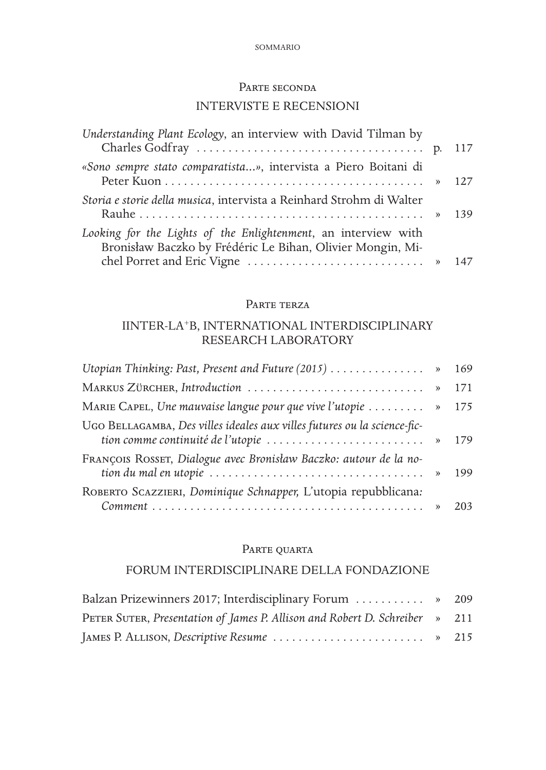## Parte seconda

## INTERVISTE E RECENSIONI

*Understanding Plant Ecology*, an interview with David Tilman by Charles Godfray ..... p. 117

*«Sono sempre stato comparatista...»*, intervista a Piero Boitani di Peter Kuon ..... » 127

*Storia e storie della musica*, intervista a Reinhard Strohm di Walter Rauhe ..... » 139

*Looking for the Lights of the Enlightenment*, an interview with Bronisław Baczko by Frédéric Le Bihan, Olivier Mongin, Michel Porret and Eric Vigne ..... » 147

## Parte terza

## IINTER-LA+B, INTERNATIONAL INTERDISCIPLINARY RESEARCH LABORATORY

*Utopian Thinking: Past, Present and Future (2015)* ..... » 169

Markus Zürcher, *Introduction* ..... » 171

Marie Capel, *Une mauvaise langue pour que vive l'utopie* ..... » 175

Ugo Bellagamba, *Des villes ideales aux villes futures ou la science-fiction comme continuité de l'utopie* ..... » 179

François Rosset, *Dialogue avec Bronisław Baczko: autour de la notion du mal en utopie* ..... » 199

Roberto Scazzieri, *Dominique Schnapper,* L'utopia repubblicana*: Comment* ..... » 203

## Parte quarta

## FORUM INTERDISCIPLINARE DELLA FONDAZIONE

Balzan Prizewinners 2017; Interdisciplinary Forum ..... » 209

Peter Suter, *Presentation of James P. Allison and Robert D. Schreiber* ..... » 211

James P. Allison, *Descriptive Resume* ..... » 215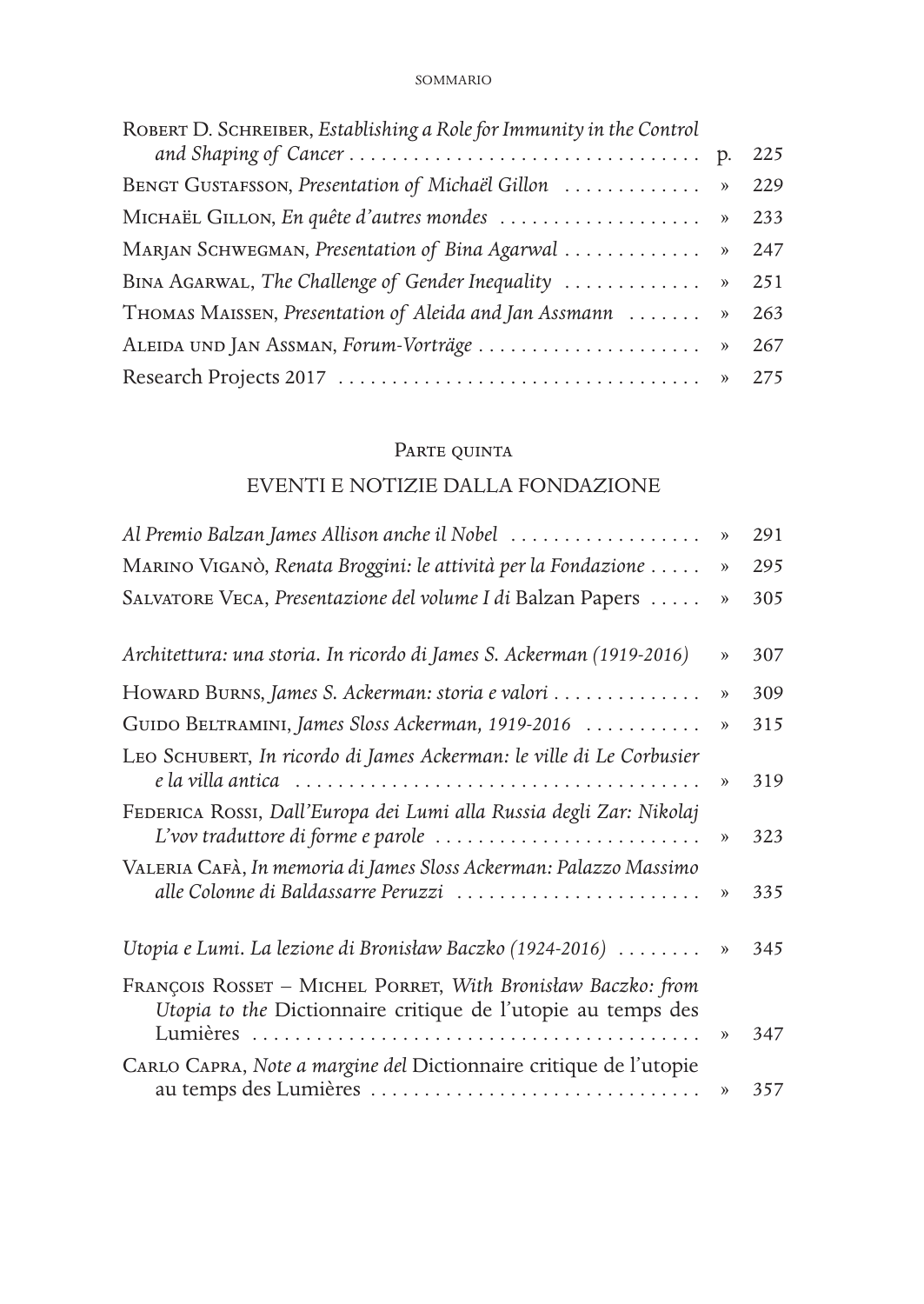Robert D. Schreiber, *Establishing a Role for Immunity in the Control and Shaping of Cancer* . . . . . . . . . . . . . . . . . . . . . . . . . . . . . . . . . p. 225

Bengt Gustafsson, *Presentation of Michaël Gillon* . . . . . . . . . . . . » 229

Michaël Gillon, *En quête d'autres mondes* . . . . . . . . . . . . . . . . . . . » 233

Marjan Schwegman, *Presentation of Bina Agarwal* . . . . . . . . . . . . » 247

Bina Agarwal, *The Challenge of Gender Inequality* . . . . . . . . . . . . » 251

Thomas Maissen, *Presentation of Aleida and Jan Assmann* . . . . . . . » 263

Aleida und Jan Assman, *Forum-Vorträge* . . . . . . . . . . . . . . . . . . . . . » 267

Research Projects 2017 . . . . . . . . . . . . . . . . . . . . . . . . . . . . . . . . . » 275

## Parte quinta

## EVENTI E NOTIZIE DALLA FONDAZIONE

*Al Premio Balzan James Allison anche il Nobel* . . . . . . . . . . . . . . . . . . » 291

Marino Viganò, *Renata Broggini: le attività per la Fondazione* . . . . . » 295

Salvatore Veca, *Presentazione del volume I di* Balzan Papers . . . . . » 305

*Architettura: una storia. In ricordo di James S. Ackerman (1919-2016)* » 307

Howard Burns, *James S. Ackerman: storia e valori* . . . . . . . . . . . . . . » 309

Guido Beltramini, *James Sloss Ackerman, 1919-2016* . . . . . . . . . . . » 315

Leo Schubert, *In ricordo di James Ackerman: le ville di Le Corbusier e la villa antica* . . . . . . . . . . . . . . . . . . . . . . . . . . . . . . . . . . . . . . . » 319

Federica Rossi, *Dall'Europa dei Lumi alla Russia degli Zar: Nikolaj L'vov traduttore di forme e parole* . . . . . . . . . . . . . . . . . . . . . . . . . » 323

Valeria Cafà, *In memoria di James Sloss Ackerman: Palazzo Massimo alle Colonne di Baldassarre Peruzzi* . . . . . . . . . . . . . . . . . . . . . . . » 335

*Utopia e Lumi. La lezione di Bronisław Baczko (1924-2016)* . . . . . . . . » 345

François Rosset – Michel Porret, *With Bronisław Baczko: from Utopia to the* Dictionnaire critique de l'utopie au temps des Lumières . . . . . . . . . . . . . . . . . . . . . . . . . . . . . . . . . . . . . . . . . . » 347

Carlo Capra, *Note a margine del* Dictionnaire critique de l'utopie au temps des Lumières . . . . . . . . . . . . . . . . . . . . . . . . . . . . . . . » 357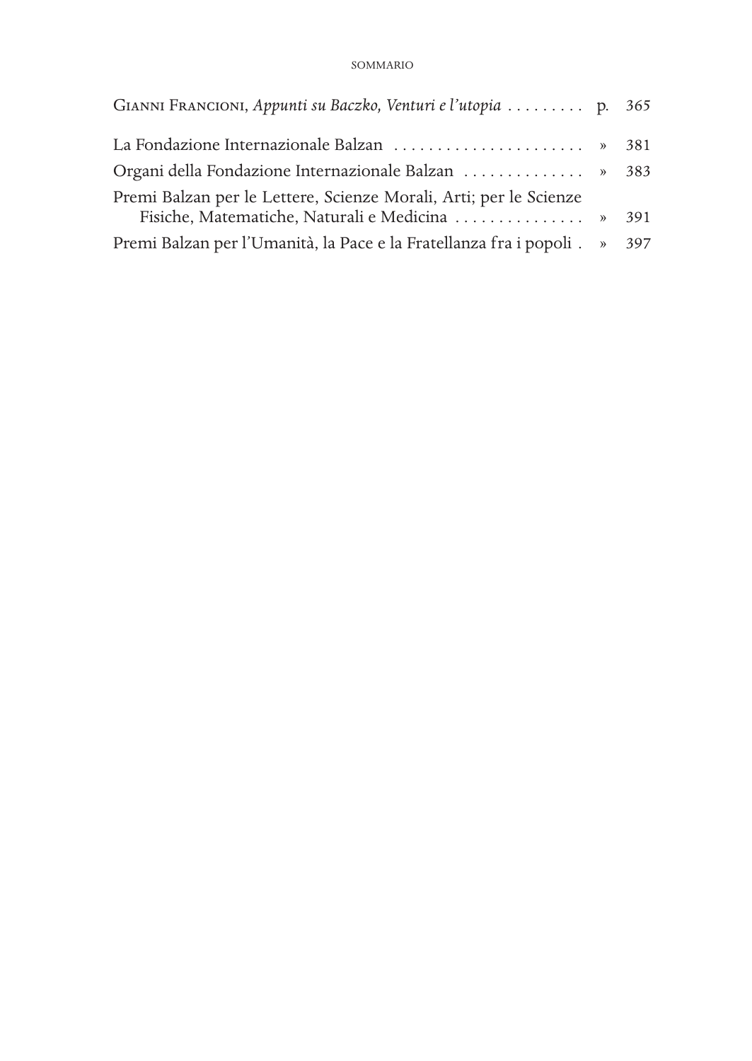Gianni Francioni, *Appunti su Baczko, Venturi e l'utopia* . . . . . . . . . p. 365

La Fondazione Internazionale Balzan . . . . . . . . . . . . . . . . . . . . . . . » 381

Organi della Fondazione Internazionale Balzan . . . . . . . . . . . . . . » 383

Premi Balzan per le Lettere, Scienze Morali, Arti; per le Scienze Fisiche, Matematiche, Naturali e Medicina . . . . . . . . . . . . . . . » 391

Premi Balzan per l'Umanità, la Pace e la Fratellanza fra i popoli . » 397